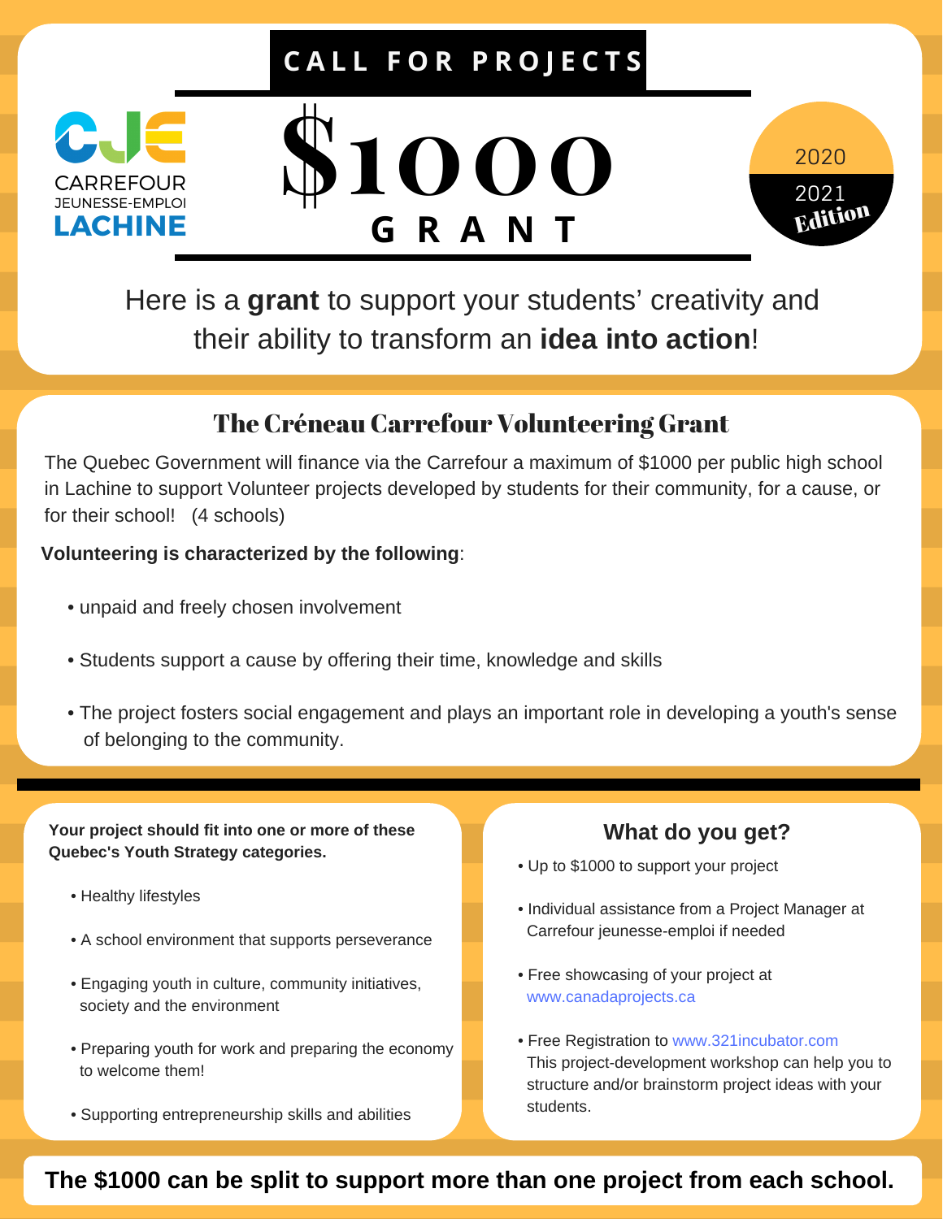CJE
CARREFOUR
JEUNESSE-EMPLOI
LACHINE

# CALL FOR PROJECTS

# $1000 GRANT

2020 2021 Edition

Here is a **grant** to support your students' creativity and their ability to transform an **idea into action**!

## The Créneau Carrefour Volunteering Grant

The Quebec Government will finance via the Carrefour a maximum of $1000 per public high school in Lachine to support Volunteer projects developed by students for their community, for a cause, or for their school! (4 schools)

**Volunteering is characterized by the following**:

- unpaid and freely chosen involvement
- Students support a cause by offering their time, knowledge and skills
- The project fosters social engagement and plays an important role in developing a youth's sense of belonging to the community.

**Your project should fit into one or more of these Quebec's Youth Strategy categories.**

- Healthy lifestyles
- A school environment that supports perseverance
- Engaging youth in culture, community initiatives, society and the environment
- Preparing youth for work and preparing the economy to welcome them!
- Supporting entrepreneurship skills and abilities

### What do you get?

- Up to $1000 to support your project
- Individual assistance from a Project Manager at Carrefour jeunesse-emploi if needed
- Free showcasing of your project at www.canadaprojects.ca
- Free Registration to www.321incubator.com
  This project-development workshop can help you to structure and/or brainstorm project ideas with your students.

**The $1000 can be split to support more than one project from each school.**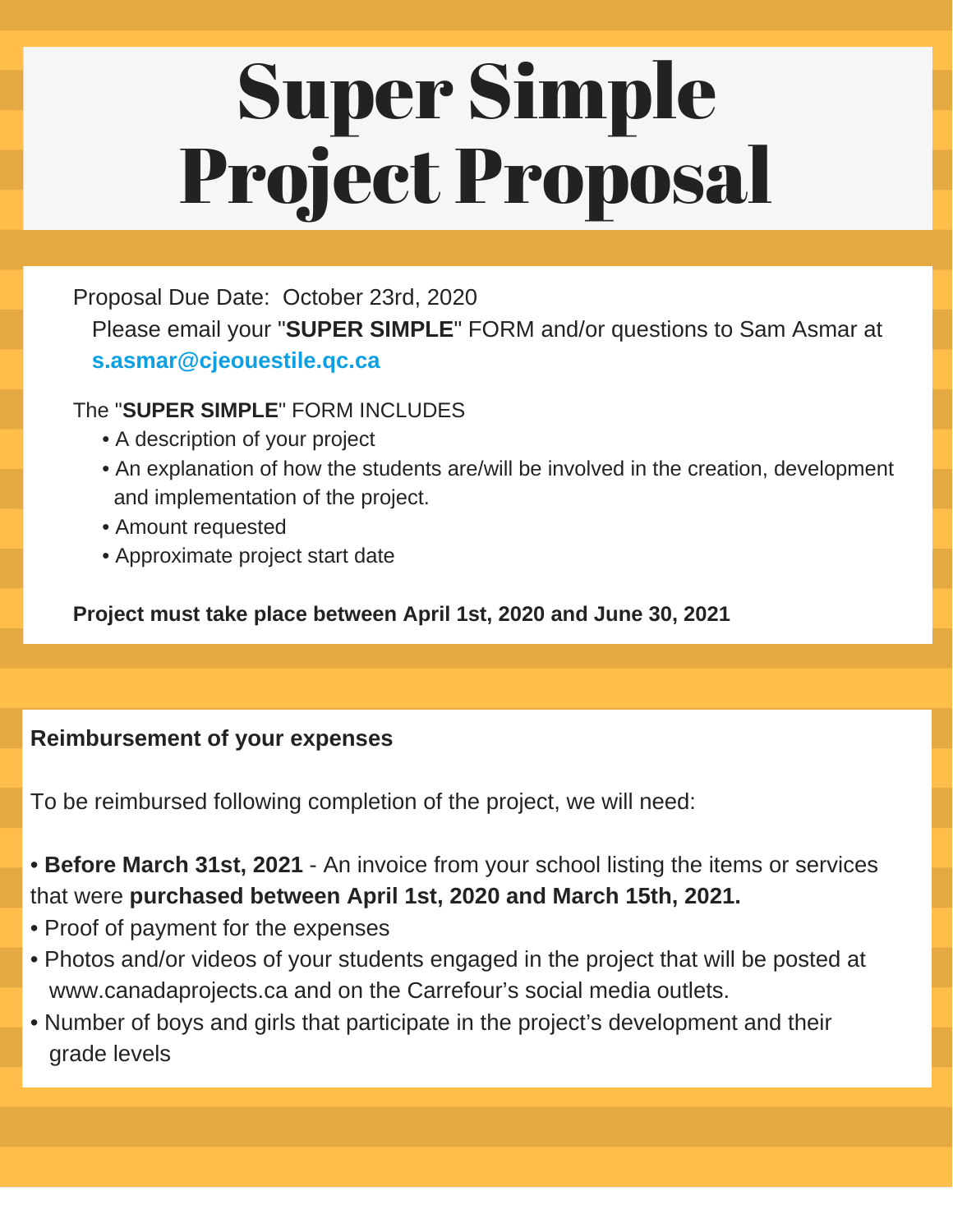# Super Simple Project Proposal

Proposal Due Date: October 23rd, 2020

Please email your "**SUPER SIMPLE**" FORM and/or questions to Sam Asmar at **s.asmar@cjeouestile.qc.ca**

The "**SUPER SIMPLE**" FORM INCLUDES

- A description of your project
- An explanation of how the students are/will be involved in the creation, development and implementation of the project.
- Amount requested
- Approximate project start date

**Project must take place between April 1st, 2020 and June 30, 2021**

**Reimbursement of your expenses**

To be reimbursed following completion of the project, we will need:

- **Before March 31st, 2021** - An invoice from your school listing the items or services that were **purchased between April 1st, 2020 and March 15th, 2021.**
- Proof of payment for the expenses
- Photos and/or videos of your students engaged in the project that will be posted at www.canadaprojects.ca and on the Carrefour's social media outlets.
- Number of boys and girls that participate in the project's development and their grade levels